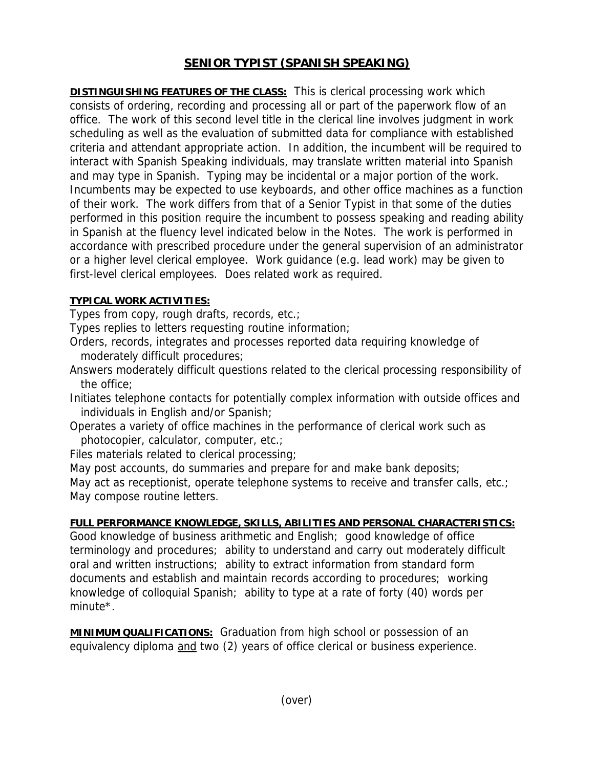# SENIOR TYPIST (SPANISH SPEAKING)

**DISTINGUISHING FEATURES OF THE CLASS:** This is clerical processing work which consists of ordering, recording and processing all or part of the paperwork flow of an office. The work of this second level title in the clerical line involves judgment in work scheduling as well as the evaluation of submitted data for compliance with established criteria and attendant appropriate action. In addition, the incumbent will be required to interact with Spanish Speaking individuals, may translate written material into Spanish and may type in Spanish. Typing may be incidental or a major portion of the work. Incumbents may be expected to use keyboards, and other office machines as a function of their work. The work differs from that of a Senior Typist in that some of the duties performed in this position require the incumbent to possess speaking and reading ability in Spanish at the fluency level indicated below in the Notes. The work is performed in accordance with prescribed procedure under the general supervision of an administrator or a higher level clerical employee. Work guidance (e.g. lead work) may be given to first-level clerical employees. Does related work as required.

**TYPICAL WORK ACTIVITIES:**

Types from copy, rough drafts, records, etc.;
Types replies to letters requesting routine information;
Orders, records, integrates and processes reported data requiring knowledge of moderately difficult procedures;
Answers moderately difficult questions related to the clerical processing responsibility of the office;
Initiates telephone contacts for potentially complex information with outside offices and individuals in English and/or Spanish;
Operates a variety of office machines in the performance of clerical work such as photocopier, calculator, computer, etc.;
Files materials related to clerical processing;
May post accounts, do summaries and prepare for and make bank deposits;
May act as receptionist, operate telephone systems to receive and transfer calls, etc.;
May compose routine letters.

**FULL PERFORMANCE KNOWLEDGE, SKILLS, ABILITIES AND PERSONAL CHARACTERISTICS:**
Good knowledge of business arithmetic and English; good knowledge of office terminology and procedures; ability to understand and carry out moderately difficult oral and written instructions; ability to extract information from standard form documents and establish and maintain records according to procedures; working knowledge of colloquial Spanish; ability to type at a rate of forty (40) words per minute*.

**MINIMUM QUALIFICATIONS:** Graduation from high school or possession of an equivalency diploma <u>and</u> two (2) years of office clerical or business experience.

(over)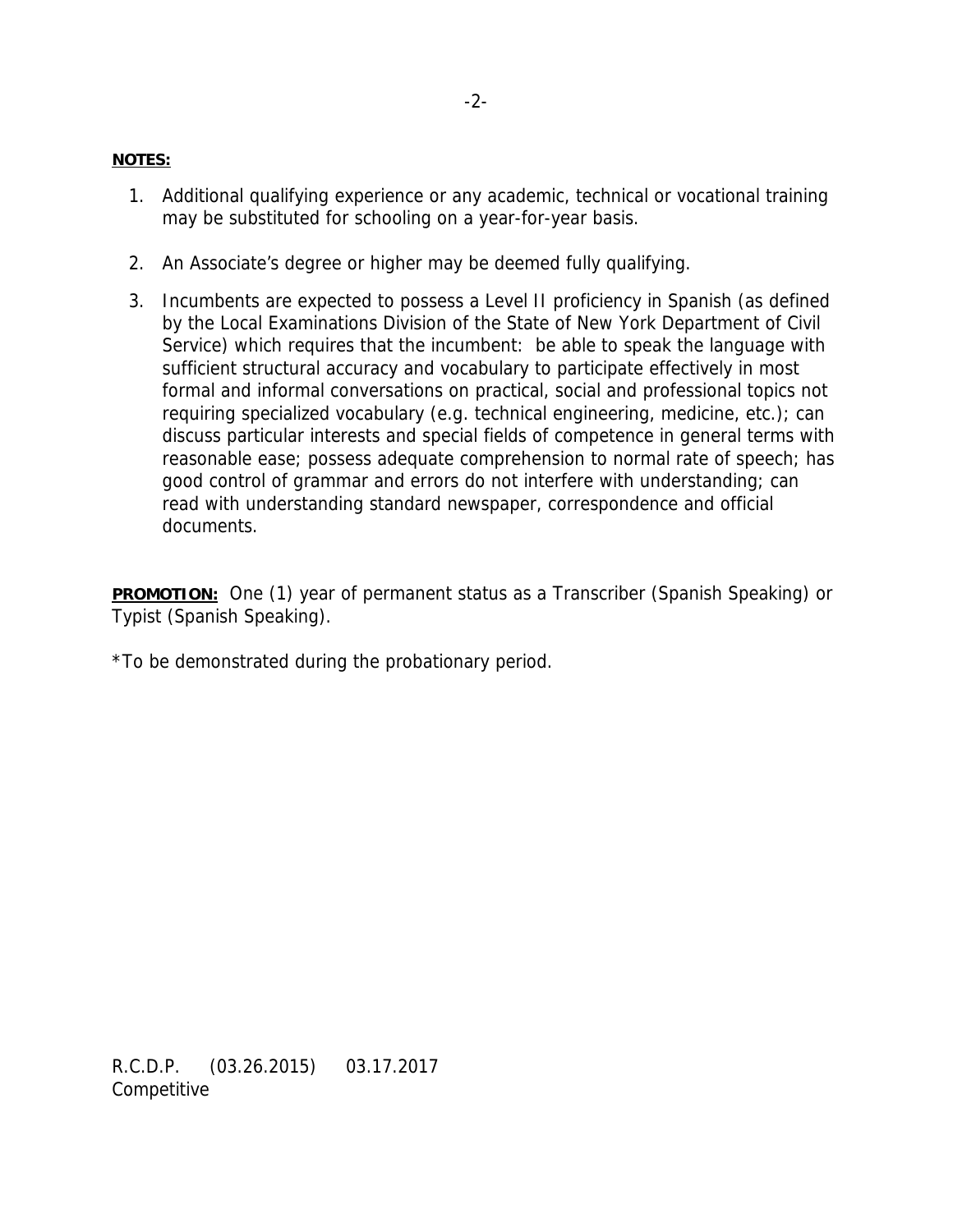**NOTES:**

1. Additional qualifying experience or any academic, technical or vocational training may be substituted for schooling on a year-for-year basis.

2. An Associate's degree or higher may be deemed fully qualifying.

3. Incumbents are expected to possess a Level II proficiency in Spanish (as defined by the Local Examinations Division of the State of New York Department of Civil Service) which requires that the incumbent: be able to speak the language with sufficient structural accuracy and vocabulary to participate effectively in most formal and informal conversations on practical, social and professional topics not requiring specialized vocabulary (e.g. technical engineering, medicine, etc.); can discuss particular interests and special fields of competence in general terms with reasonable ease; possess adequate comprehension to normal rate of speech; has good control of grammar and errors do not interfere with understanding; can read with understanding standard newspaper, correspondence and official documents.

**PROMOTION:** One (1) year of permanent status as a Transcriber (Spanish Speaking) or Typist (Spanish Speaking).

*To be demonstrated during the probationary period.

R.C.D.P. (03.26.2015) 03.17.2017
Competitive